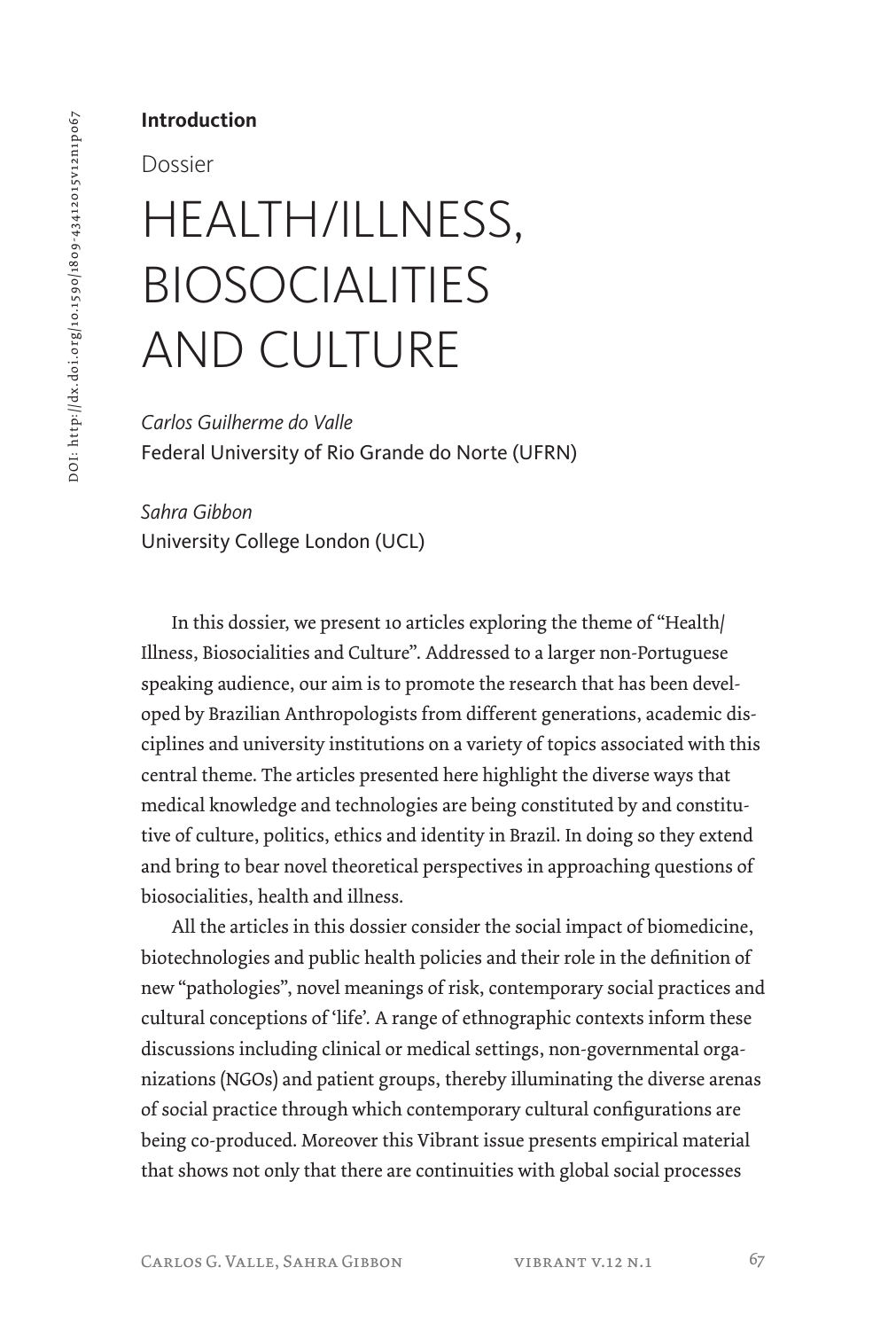**Introduction**

Dossier

# HEALTH/ILLNESS, BIOSOCIALITIES AND CULTURE

*Carlos Guilherme do Valle*
Federal University of Rio Grande do Norte (UFRN)

*Sahra Gibbon*
University College London (UCL)

In this dossier, we present 10 articles exploring the theme of "Health/Illness, Biosocialities and Culture". Addressed to a larger non-Portuguese speaking audience, our aim is to promote the research that has been developed by Brazilian Anthropologists from different generations, academic disciplines and university institutions on a variety of topics associated with this central theme. The articles presented here highlight the diverse ways that medical knowledge and technologies are being constituted by and constitutive of culture, politics, ethics and identity in Brazil. In doing so they extend and bring to bear novel theoretical perspectives in approaching questions of biosocialities, health and illness.

All the articles in this dossier consider the social impact of biomedicine, biotechnologies and public health policies and their role in the definition of new "pathologies", novel meanings of risk, contemporary social practices and cultural conceptions of 'life'. A range of ethnographic contexts inform these discussions including clinical or medical settings, non-governmental organizations (NGOs) and patient groups, thereby illuminating the diverse arenas of social practice through which contemporary cultural configurations are being co-produced. Moreover this Vibrant issue presents empirical material that shows not only that there are continuities with global social processes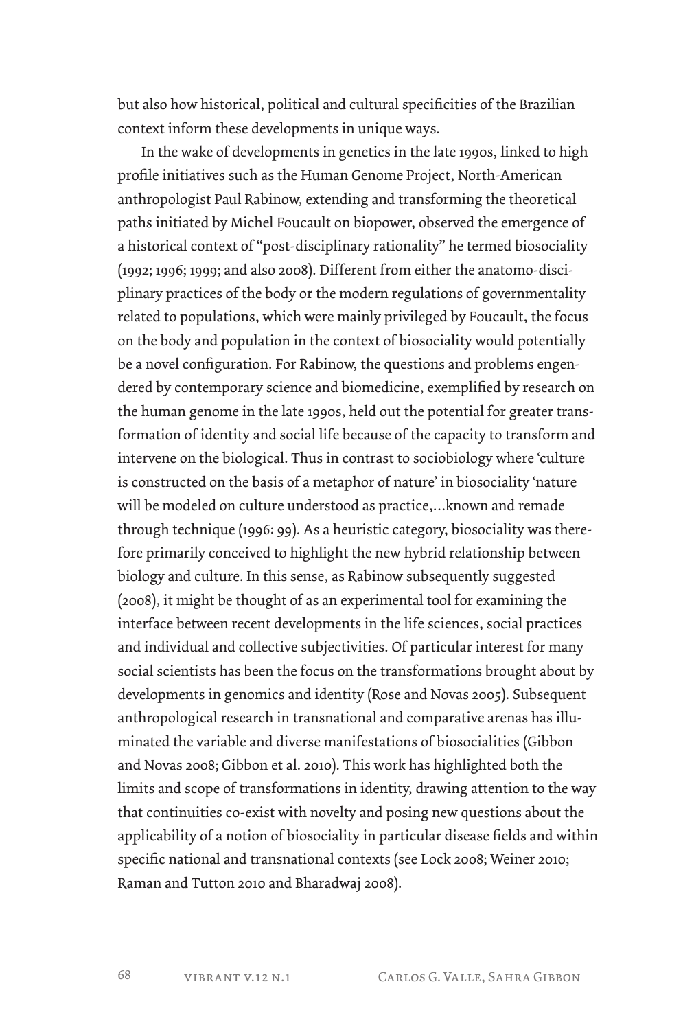but also how historical, political and cultural specificities of the Brazilian context inform these developments in unique ways.

In the wake of developments in genetics in the late 1990s, linked to high profile initiatives such as the Human Genome Project, North-American anthropologist Paul Rabinow, extending and transforming the theoretical paths initiated by Michel Foucault on biopower, observed the emergence of a historical context of "post-disciplinary rationality" he termed biosociality (1992; 1996; 1999; and also 2008). Different from either the anatomo-disciplinary practices of the body or the modern regulations of governmentality related to populations, which were mainly privileged by Foucault, the focus on the body and population in the context of biosociality would potentially be a novel configuration. For Rabinow, the questions and problems engendered by contemporary science and biomedicine, exemplified by research on the human genome in the late 1990s, held out the potential for greater transformation of identity and social life because of the capacity to transform and intervene on the biological. Thus in contrast to sociobiology where 'culture is constructed on the basis of a metaphor of nature' in biosociality 'nature will be modeled on culture understood as practice,...known and remade through technique (1996: 99). As a heuristic category, biosociality was therefore primarily conceived to highlight the new hybrid relationship between biology and culture. In this sense, as Rabinow subsequently suggested (2008), it might be thought of as an experimental tool for examining the interface between recent developments in the life sciences, social practices and individual and collective subjectivities. Of particular interest for many social scientists has been the focus on the transformations brought about by developments in genomics and identity (Rose and Novas 2005). Subsequent anthropological research in transnational and comparative arenas has illuminated the variable and diverse manifestations of biosocialities (Gibbon and Novas 2008; Gibbon et al. 2010). This work has highlighted both the limits and scope of transformations in identity, drawing attention to the way that continuities co-exist with novelty and posing new questions about the applicability of a notion of biosociality in particular disease fields and within specific national and transnational contexts (see Lock 2008; Weiner 2010; Raman and Tutton 2010 and Bharadwaj 2008).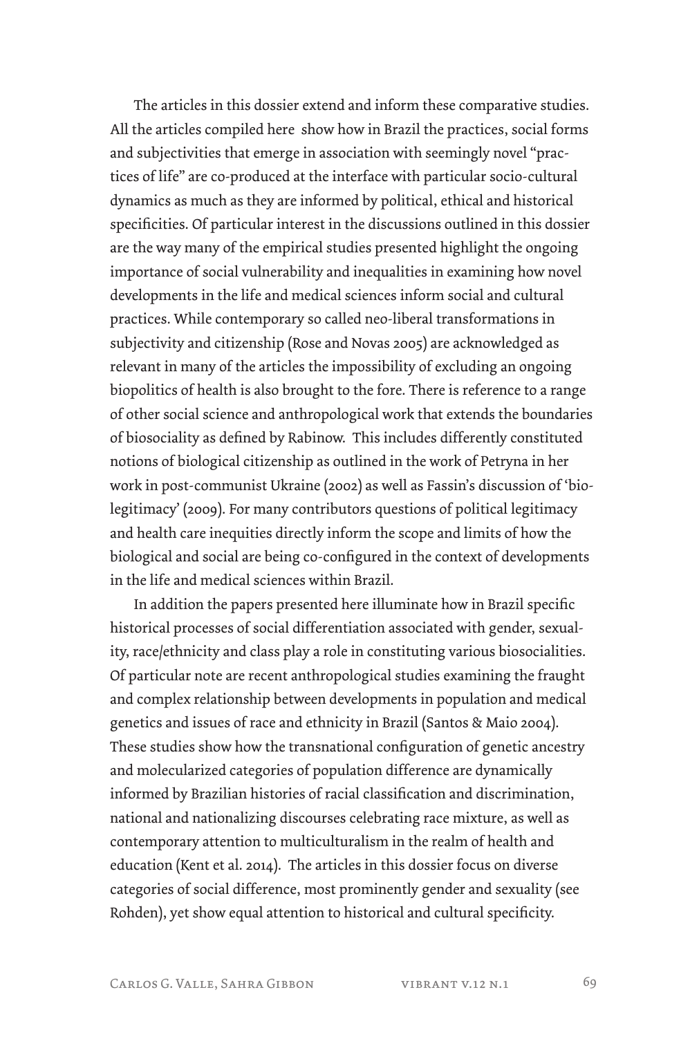The articles in this dossier extend and inform these comparative studies. All the articles compiled here show how in Brazil the practices, social forms and subjectivities that emerge in association with seemingly novel "practices of life" are co-produced at the interface with particular socio-cultural dynamics as much as they are informed by political, ethical and historical specificities. Of particular interest in the discussions outlined in this dossier are the way many of the empirical studies presented highlight the ongoing importance of social vulnerability and inequalities in examining how novel developments in the life and medical sciences inform social and cultural practices. While contemporary so called neo-liberal transformations in subjectivity and citizenship (Rose and Novas 2005) are acknowledged as relevant in many of the articles the impossibility of excluding an ongoing biopolitics of health is also brought to the fore. There is reference to a range of other social science and anthropological work that extends the boundaries of biosociality as defined by Rabinow. This includes differently constituted notions of biological citizenship as outlined in the work of Petryna in her work in post-communist Ukraine (2002) as well as Fassin's discussion of 'bio-legitimacy' (2009). For many contributors questions of political legitimacy and health care inequities directly inform the scope and limits of how the biological and social are being co-configured in the context of developments in the life and medical sciences within Brazil.

In addition the papers presented here illuminate how in Brazil specific historical processes of social differentiation associated with gender, sexuality, race/ethnicity and class play a role in constituting various biosocialities. Of particular note are recent anthropological studies examining the fraught and complex relationship between developments in population and medical genetics and issues of race and ethnicity in Brazil (Santos & Maio 2004). These studies show how the transnational configuration of genetic ancestry and molecularized categories of population difference are dynamically informed by Brazilian histories of racial classification and discrimination, national and nationalizing discourses celebrating race mixture, as well as contemporary attention to multiculturalism in the realm of health and education (Kent et al. 2014). The articles in this dossier focus on diverse categories of social difference, most prominently gender and sexuality (see Rohden), yet show equal attention to historical and cultural specificity.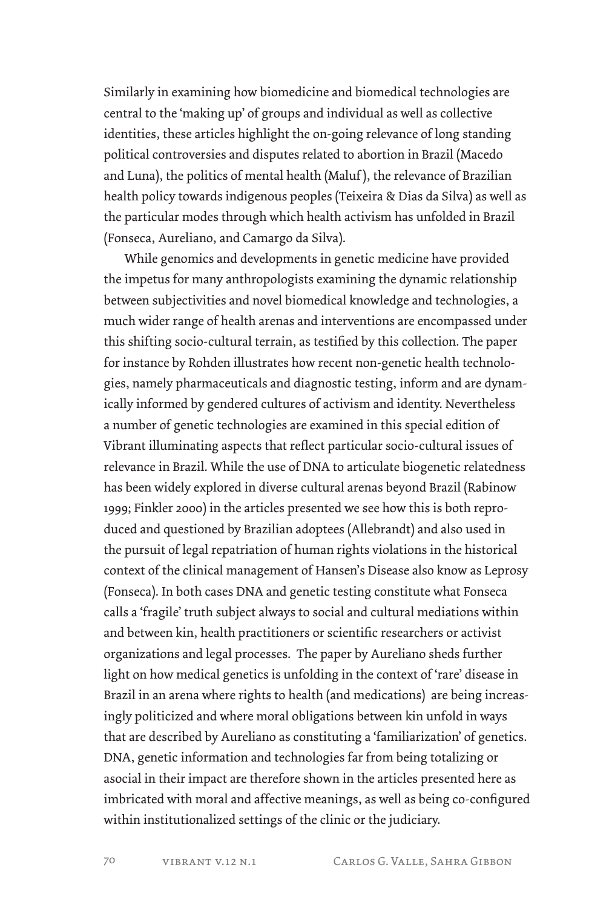Similarly in examining how biomedicine and biomedical technologies are central to the 'making up' of groups and individual as well as collective identities, these articles highlight the on-going relevance of long standing political controversies and disputes related to abortion in Brazil (Macedo and Luna), the politics of mental health (Maluf), the relevance of Brazilian health policy towards indigenous peoples (Teixeira & Dias da Silva) as well as the particular modes through which health activism has unfolded in Brazil (Fonseca, Aureliano, and Camargo da Silva).

While genomics and developments in genetic medicine have provided the impetus for many anthropologists examining the dynamic relationship between subjectivities and novel biomedical knowledge and technologies, a much wider range of health arenas and interventions are encompassed under this shifting socio-cultural terrain, as testified by this collection. The paper for instance by Rohden illustrates how recent non-genetic health technologies, namely pharmaceuticals and diagnostic testing, inform and are dynamically informed by gendered cultures of activism and identity. Nevertheless a number of genetic technologies are examined in this special edition of Vibrant illuminating aspects that reflect particular socio-cultural issues of relevance in Brazil. While the use of DNA to articulate biogenetic relatedness has been widely explored in diverse cultural arenas beyond Brazil (Rabinow 1999; Finkler 2000) in the articles presented we see how this is both reproduced and questioned by Brazilian adoptees (Allebrandt) and also used in the pursuit of legal repatriation of human rights violations in the historical context of the clinical management of Hansen's Disease also know as Leprosy (Fonseca). In both cases DNA and genetic testing constitute what Fonseca calls a 'fragile' truth subject always to social and cultural mediations within and between kin, health practitioners or scientific researchers or activist organizations and legal processes. The paper by Aureliano sheds further light on how medical genetics is unfolding in the context of 'rare' disease in Brazil in an arena where rights to health (and medications) are being increasingly politicized and where moral obligations between kin unfold in ways that are described by Aureliano as constituting a 'familiarization' of genetics. DNA, genetic information and technologies far from being totalizing or asocial in their impact are therefore shown in the articles presented here as imbricated with moral and affective meanings, as well as being co-configured within institutionalized settings of the clinic or the judiciary.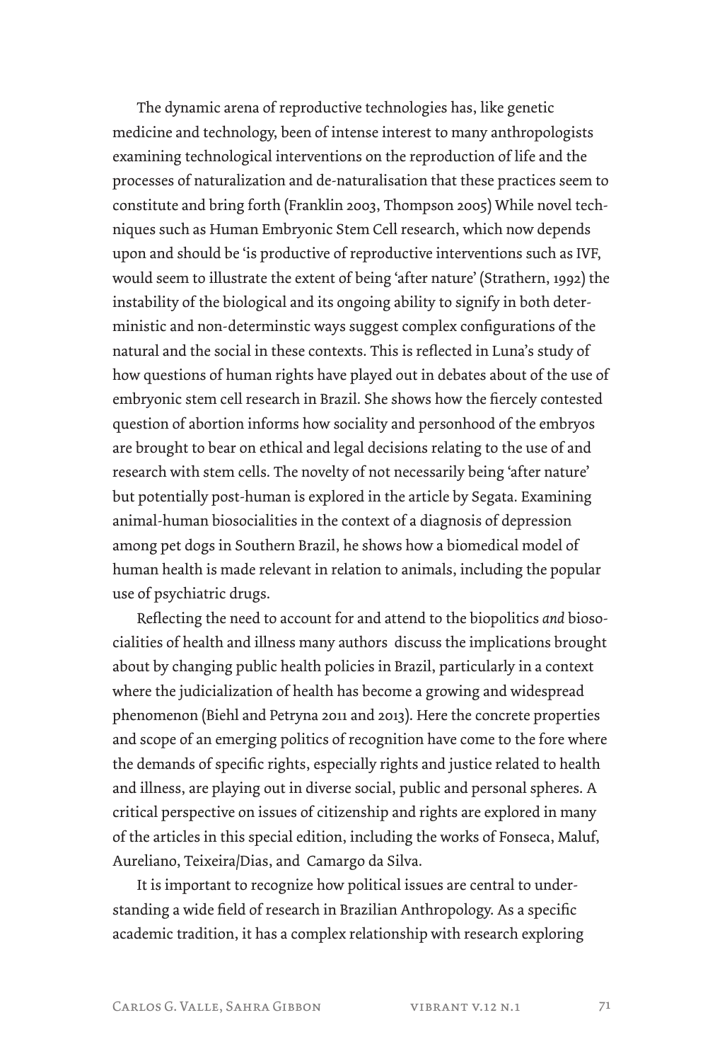The dynamic arena of reproductive technologies has, like genetic medicine and technology, been of intense interest to many anthropologists examining technological interventions on the reproduction of life and the processes of naturalization and de-naturalisation that these practices seem to constitute and bring forth (Franklin 2003, Thompson 2005) While novel techniques such as Human Embryonic Stem Cell research, which now depends upon and should be 'is productive of reproductive interventions such as IVF, would seem to illustrate the extent of being 'after nature' (Strathern, 1992) the instability of the biological and its ongoing ability to signify in both deterministic and non-determinstic ways suggest complex configurations of the natural and the social in these contexts. This is reflected in Luna's study of how questions of human rights have played out in debates about of the use of embryonic stem cell research in Brazil. She shows how the fiercely contested question of abortion informs how sociality and personhood of the embryos are brought to bear on ethical and legal decisions relating to the use of and research with stem cells. The novelty of not necessarily being 'after nature' but potentially post-human is explored in the article by Segata. Examining animal-human biosocialities in the context of a diagnosis of depression among pet dogs in Southern Brazil, he shows how a biomedical model of human health is made relevant in relation to animals, including the popular use of psychiatric drugs.

Reflecting the need to account for and attend to the biopolitics *and* biosocialities of health and illness many authors discuss the implications brought about by changing public health policies in Brazil, particularly in a context where the judicialization of health has become a growing and widespread phenomenon (Biehl and Petryna 2011 and 2013). Here the concrete properties and scope of an emerging politics of recognition have come to the fore where the demands of specific rights, especially rights and justice related to health and illness, are playing out in diverse social, public and personal spheres. A critical perspective on issues of citizenship and rights are explored in many of the articles in this special edition, including the works of Fonseca, Maluf, Aureliano, Teixeira/Dias, and Camargo da Silva.

It is important to recognize how political issues are central to understanding a wide field of research in Brazilian Anthropology. As a specific academic tradition, it has a complex relationship with research exploring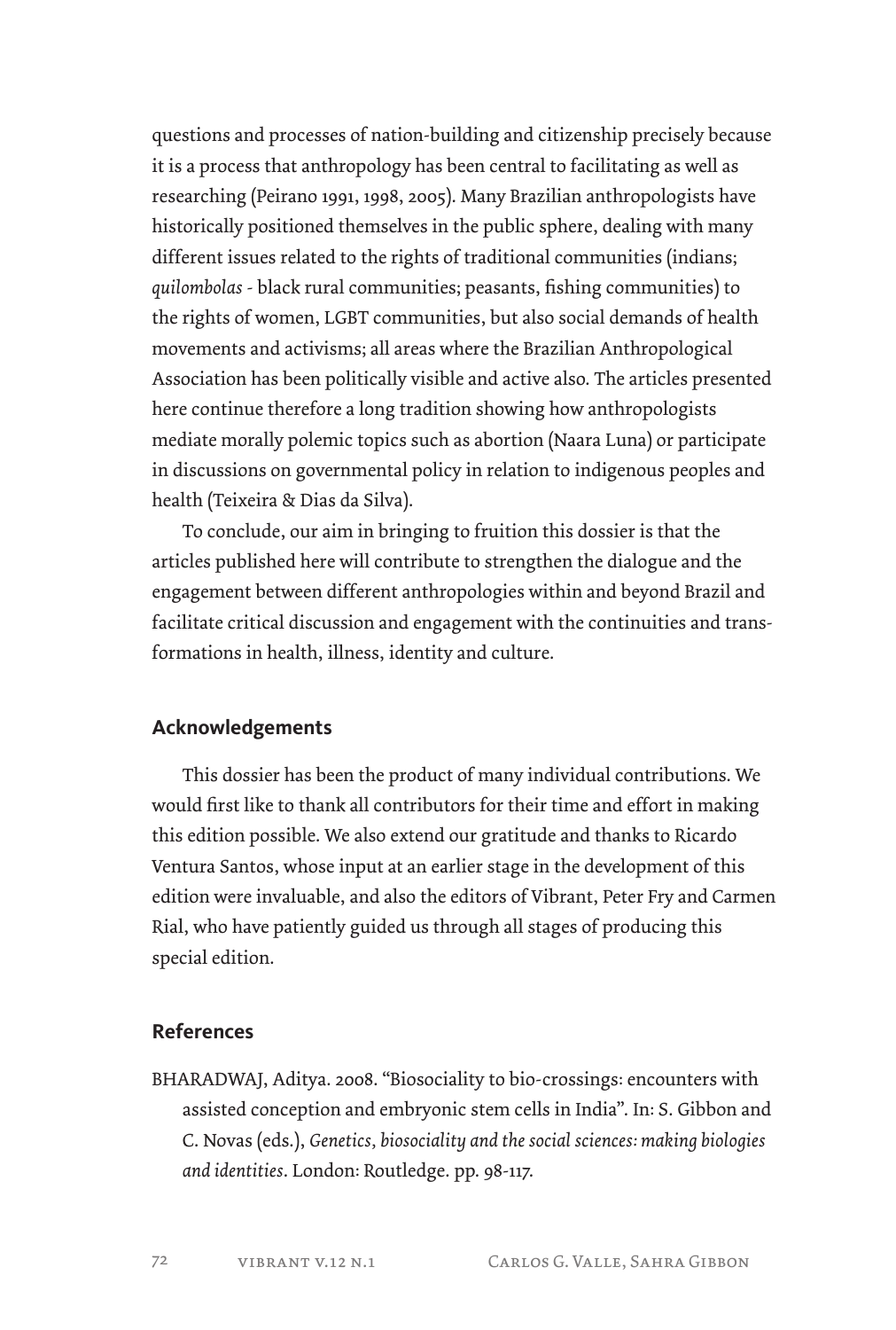questions and processes of nation-building and citizenship precisely because it is a process that anthropology has been central to facilitating as well as researching (Peirano 1991, 1998, 2005). Many Brazilian anthropologists have historically positioned themselves in the public sphere, dealing with many different issues related to the rights of traditional communities (indians; *quilombolas* - black rural communities; peasants, fishing communities) to the rights of women, LGBT communities, but also social demands of health movements and activisms; all areas where the Brazilian Anthropological Association has been politically visible and active also. The articles presented here continue therefore a long tradition showing how anthropologists mediate morally polemic topics such as abortion (Naara Luna) or participate in discussions on governmental policy in relation to indigenous peoples and health (Teixeira & Dias da Silva).

To conclude, our aim in bringing to fruition this dossier is that the articles published here will contribute to strengthen the dialogue and the engagement between different anthropologies within and beyond Brazil and facilitate critical discussion and engagement with the continuities and transformations in health, illness, identity and culture.

## Acknowledgements

This dossier has been the product of many individual contributions. We would first like to thank all contributors for their time and effort in making this edition possible. We also extend our gratitude and thanks to Ricardo Ventura Santos, whose input at an earlier stage in the development of this edition were invaluable, and also the editors of Vibrant, Peter Fry and Carmen Rial, who have patiently guided us through all stages of producing this special edition.

## References

BHARADWAJ, Aditya. 2008. "Biosociality to bio-crossings: encounters with assisted conception and embryonic stem cells in India". In: S. Gibbon and C. Novas (eds.), *Genetics, biosociality and the social sciences: making biologies and identities*. London: Routledge. pp. 98-117.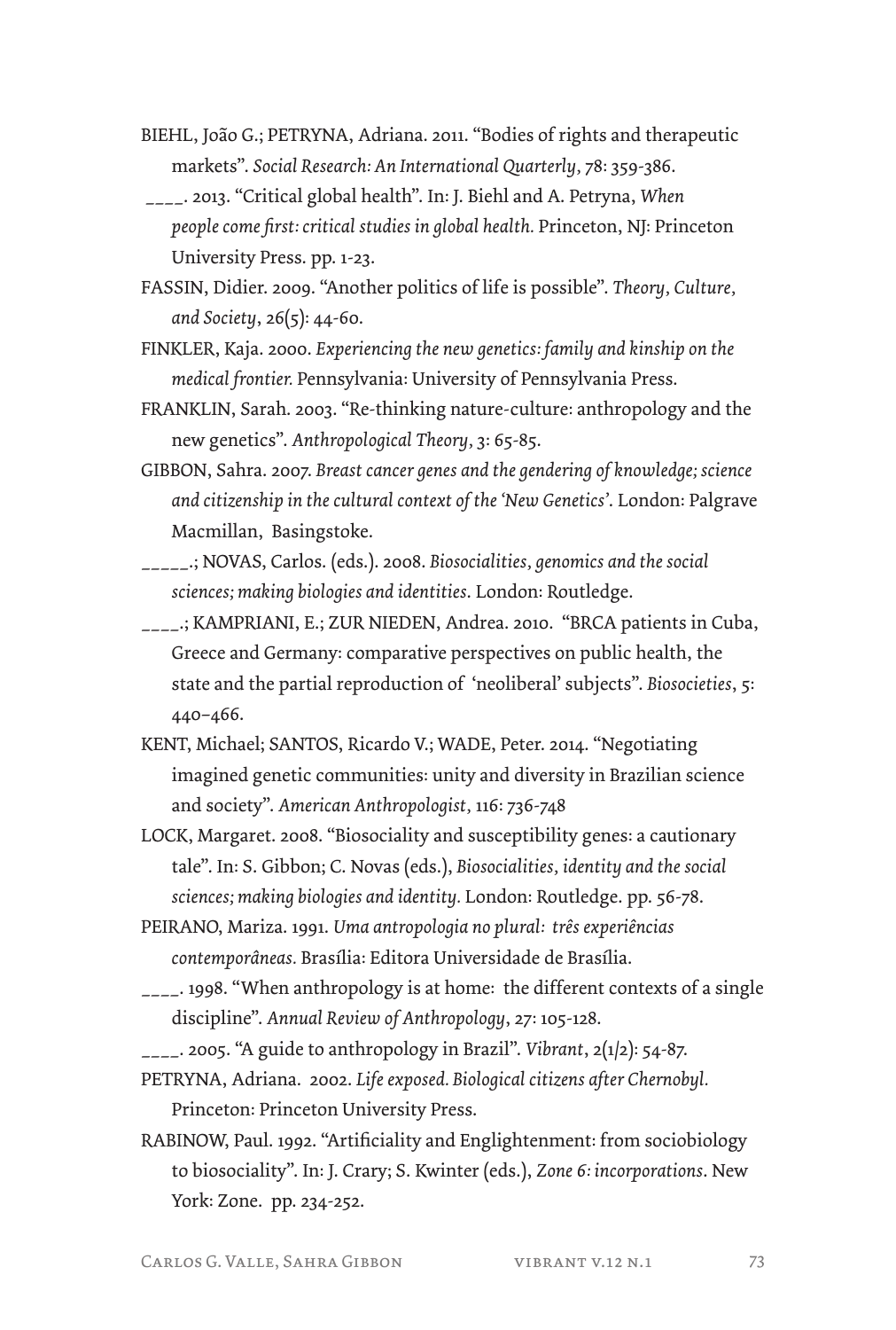BIEHL, João G.; PETRYNA, Adriana. 2011. "Bodies of rights and therapeutic markets". *Social Research: An International Quarterly*, 78: 359-386.

____. 2013. "Critical global health". In: J. Biehl and A. Petryna, *When people come first: critical studies in global health.* Princeton, NJ: Princeton University Press. pp. 1-23.

FASSIN, Didier. 2009. "Another politics of life is possible". *Theory, Culture, and Society*, 26(5): 44-60.

FINKLER, Kaja. 2000. *Experiencing the new genetics: family and kinship on the medical frontier.* Pennsylvania: University of Pennsylvania Press.

FRANKLIN, Sarah. 2003. "Re-thinking nature-culture: anthropology and the new genetics". *Anthropological Theory*, 3: 65-85.

GIBBON, Sahra. 2007. *Breast cancer genes and the gendering of knowledge; science and citizenship in the cultural context of the 'New Genetics'.* London: Palgrave Macmillan, Basingstoke.

_____.; NOVAS, Carlos. (eds.). 2008. *Biosocialities, genomics and the social sciences; making biologies and identities.* London: Routledge.

____.; KAMPRIANI, E.; ZUR NIEDEN, Andrea. 2010. "BRCA patients in Cuba, Greece and Germany: comparative perspectives on public health, the state and the partial reproduction of 'neoliberal' subjects". *Biosocieties*, 5: 440–466.

KENT, Michael; SANTOS, Ricardo V.; WADE, Peter. 2014. "Negotiating imagined genetic communities: unity and diversity in Brazilian science and society". *American Anthropologist*, 116: 736-748

LOCK, Margaret. 2008. "Biosociality and susceptibility genes: a cautionary tale". In: S. Gibbon; C. Novas (eds.), *Biosocialities, identity and the social sciences; making biologies and identity.* London: Routledge. pp. 56-78.

PEIRANO, Mariza. 1991. *Uma antropologia no plural: três experiências contemporâneas.* Brasília: Editora Universidade de Brasília.

____. 1998. "When anthropology is at home: the different contexts of a single discipline". *Annual Review of Anthropology*, 27: 105-128.

____. 2005. "A guide to anthropology in Brazil". *Vibrant*, 2(1/2): 54-87.

PETRYNA, Adriana. 2002. *Life exposed. Biological citizens after Chernobyl.* Princeton: Princeton University Press.

RABINOW, Paul. 1992. "Artificiality and Englightenment: from sociobiology to biosociality". In: J. Crary; S. Kwinter (eds.), *Zone 6: incorporations*. New York: Zone. pp. 234-252.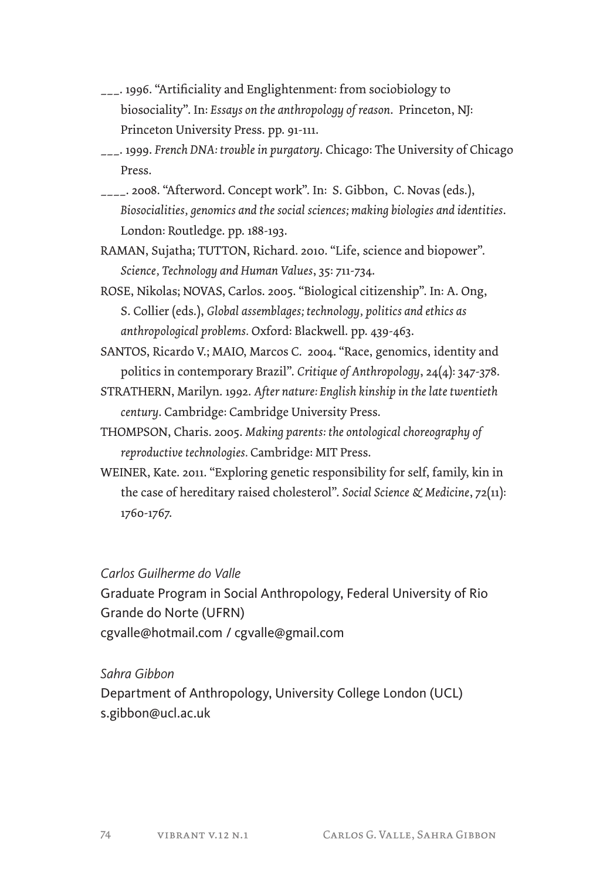___. 1996. "Artificiality and Englightenment: from sociobiology to biosociality". In: *Essays on the anthropology of reason*. Princeton, NJ: Princeton University Press. pp. 91-111.

___. 1999. *French DNA: trouble in purgatory*. Chicago: The University of Chicago Press.

____. 2008. "Afterword. Concept work". In: S. Gibbon, C. Novas (eds.), *Biosocialities, genomics and the social sciences; making biologies and identities*. London: Routledge. pp. 188-193.

RAMAN, Sujatha; TUTTON, Richard. 2010. "Life, science and biopower". *Science, Technology and Human Values*, 35: 711-734.

ROSE, Nikolas; NOVAS, Carlos. 2005. "Biological citizenship". In: A. Ong, S. Collier (eds.), *Global assemblages; technology, politics and ethics as anthropological problems*. Oxford: Blackwell. pp. 439-463.

SANTOS, Ricardo V.; MAIO, Marcos C. 2004. "Race, genomics, identity and politics in contemporary Brazil". *Critique of Anthropology*, 24(4): 347-378.

STRATHERN, Marilyn. 1992. *After nature: English kinship in the late twentieth century*. Cambridge: Cambridge University Press.

THOMPSON, Charis. 2005. *Making parents: the ontological choreography of reproductive technologies*. Cambridge: MIT Press.

WEINER, Kate. 2011. "Exploring genetic responsibility for self, family, kin in the case of hereditary raised cholesterol". *Social Science & Medicine*, 72(11): 1760-1767.

*Carlos Guilherme do Valle*

Graduate Program in Social Anthropology, Federal University of Rio Grande do Norte (UFRN)

cgvalle@hotmail.com / cgvalle@gmail.com

*Sahra Gibbon*

Department of Anthropology, University College London (UCL)

s.gibbon@ucl.ac.uk